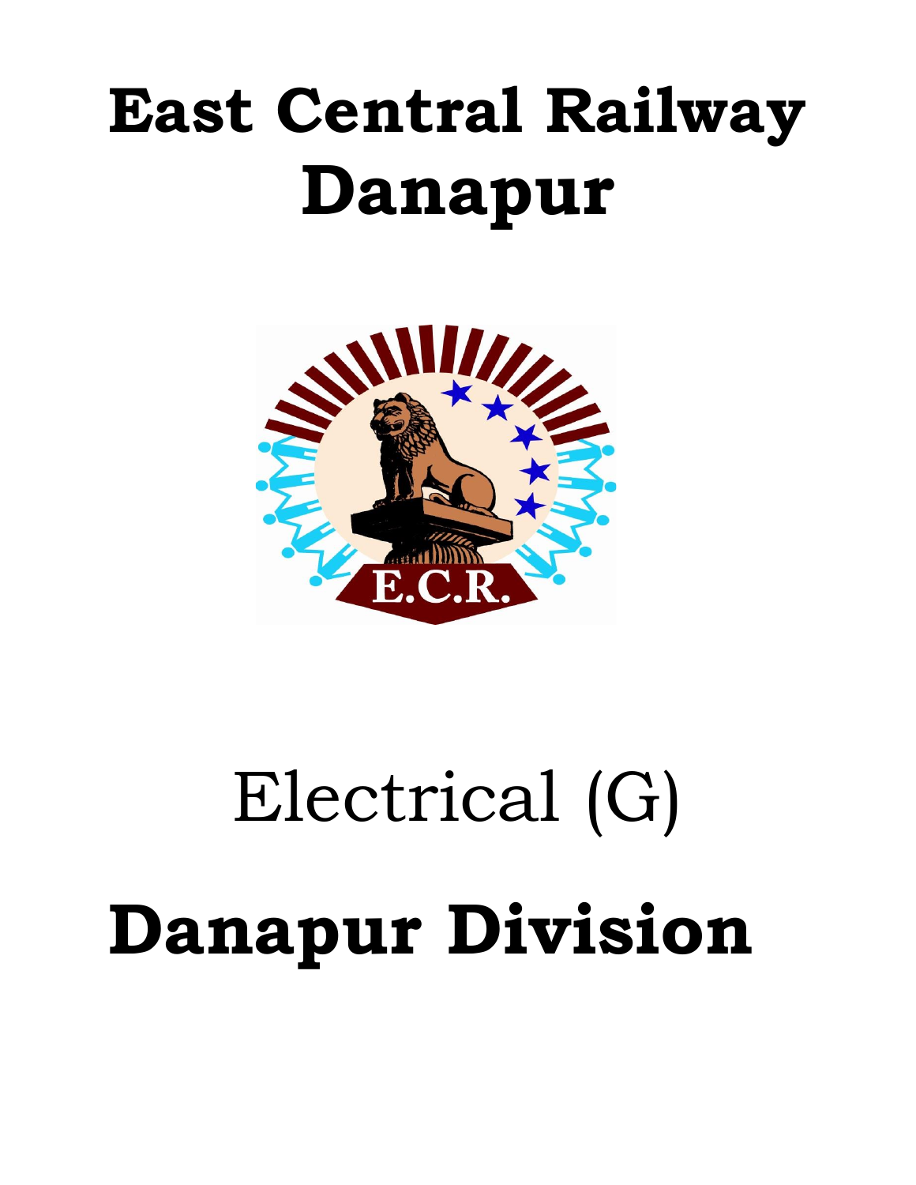# East Central Railway
# Danapur

E.C.R.

# Electrical (G)

# Danapur Division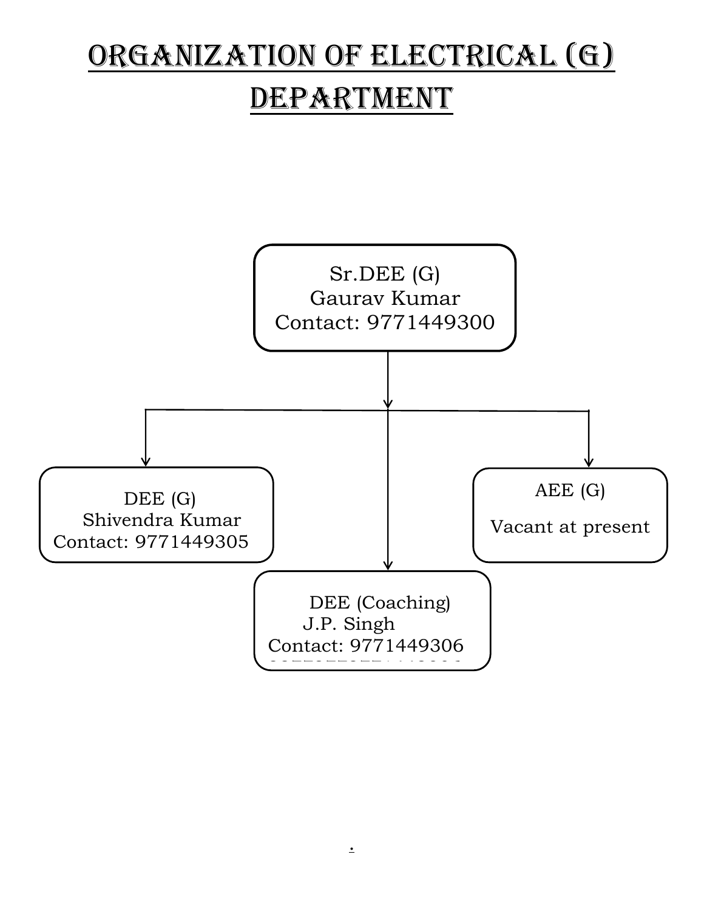# ORGANIZATION OF ELECTRICAL (G) DEPARTMENT

**Sr.DEE (G)**
Gaurav Kumar
Contact: 9771449300

- **DEE (G)**
  Shivendra Kumar
  Contact: 9771449305

- **DEE (Coaching)**
  J.P. Singh
  Contact: 9771449306

- **AEE (G)**
  Vacant at present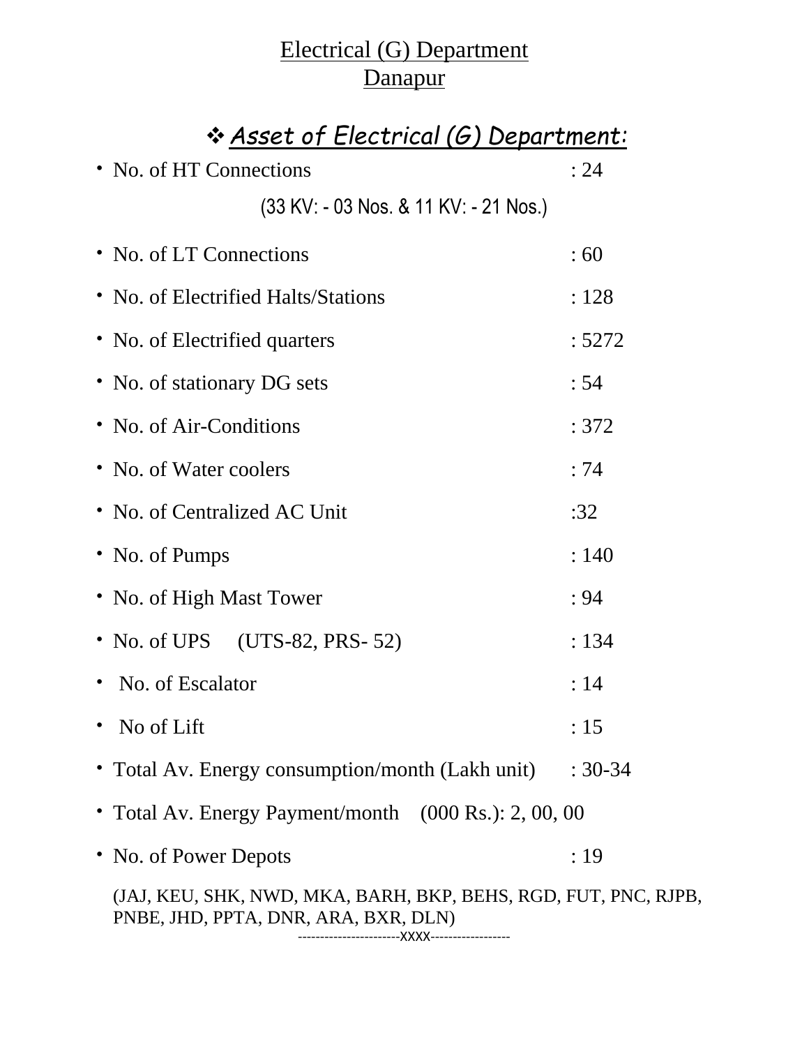# Electrical (G) Department
# Danapur

## ❖ *Asset of Electrical (G) Department:*

- No. of HT Connections : 24

  (33 KV: - 03 Nos. & 11 KV: - 21 Nos.)

- No. of LT Connections : 60
- No. of Electrified Halts/Stations : 128
- No. of Electrified quarters : 5272
- No. of stationary DG sets : 54
- No. of Air-Conditions : 372
- No. of Water coolers : 74
- No. of Centralized AC Unit :32
- No. of Pumps : 140
- No. of High Mast Tower : 94
- No. of UPS (UTS-82, PRS- 52) : 134
- No. of Escalator : 14
- No of Lift : 15
- Total Av. Energy consumption/month (Lakh unit) : 30-34
- Total Av. Energy Payment/month (000 Rs.): 2, 00, 00
- No. of Power Depots : 19

  (JAJ, KEU, SHK, NWD, MKA, BARH, BKP, BEHS, RGD, FUT, PNC, RJPB, PNBE, JHD, PPTA, DNR, ARA, BXR, DLN)

----------------------xxxx-----------------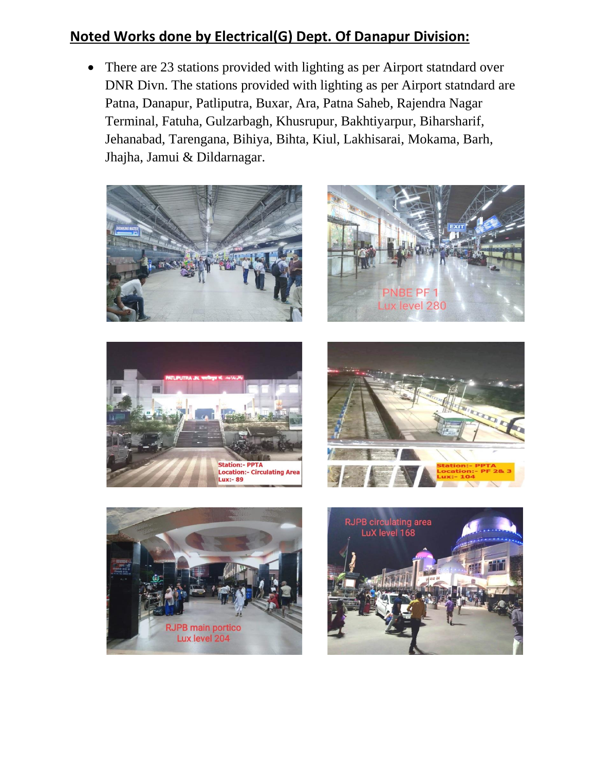## Noted Works done by Electrical(G) Dept. Of Danapur Division:

- There are 23 stations provided with lighting as per Airport statndard over DNR Divn. The stations provided with lighting as per Airport statndard are Patna, Danapur, Patliputra, Buxar, Ara, Patna Saheb, Rajendra Nagar Terminal, Fatuha, Gulzarbagh, Khusrupur, Bakhtiyarpur, Biharsharif, Jehanabad, Tarengana, Bihiya, Bihta, Kiul, Lakhisarai, Mokama, Barh, Jhajha, Jamui & Dildarnagar.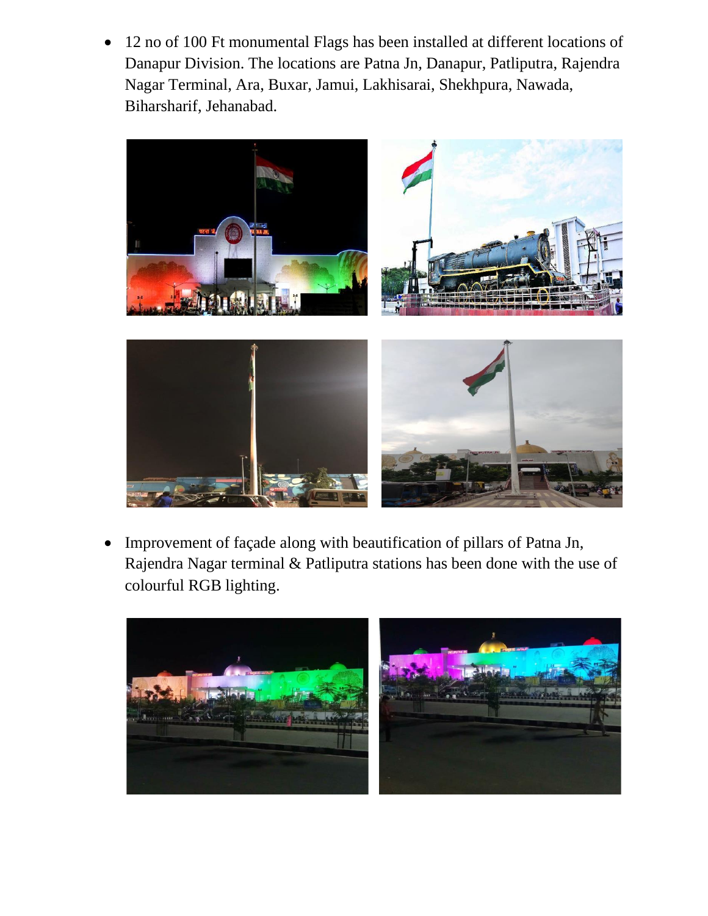- 12 no of 100 Ft monumental Flags has been installed at different locations of Danapur Division. The locations are Patna Jn, Danapur, Patliputra, Rajendra Nagar Terminal, Ara, Buxar, Jamui, Lakhisarai, Shekhpura, Nawada, Biharsharif, Jehanabad.

- Improvement of façade along with beautification of pillars of Patna Jn, Rajendra Nagar terminal & Patliputra stations has been done with the use of colourful RGB lighting.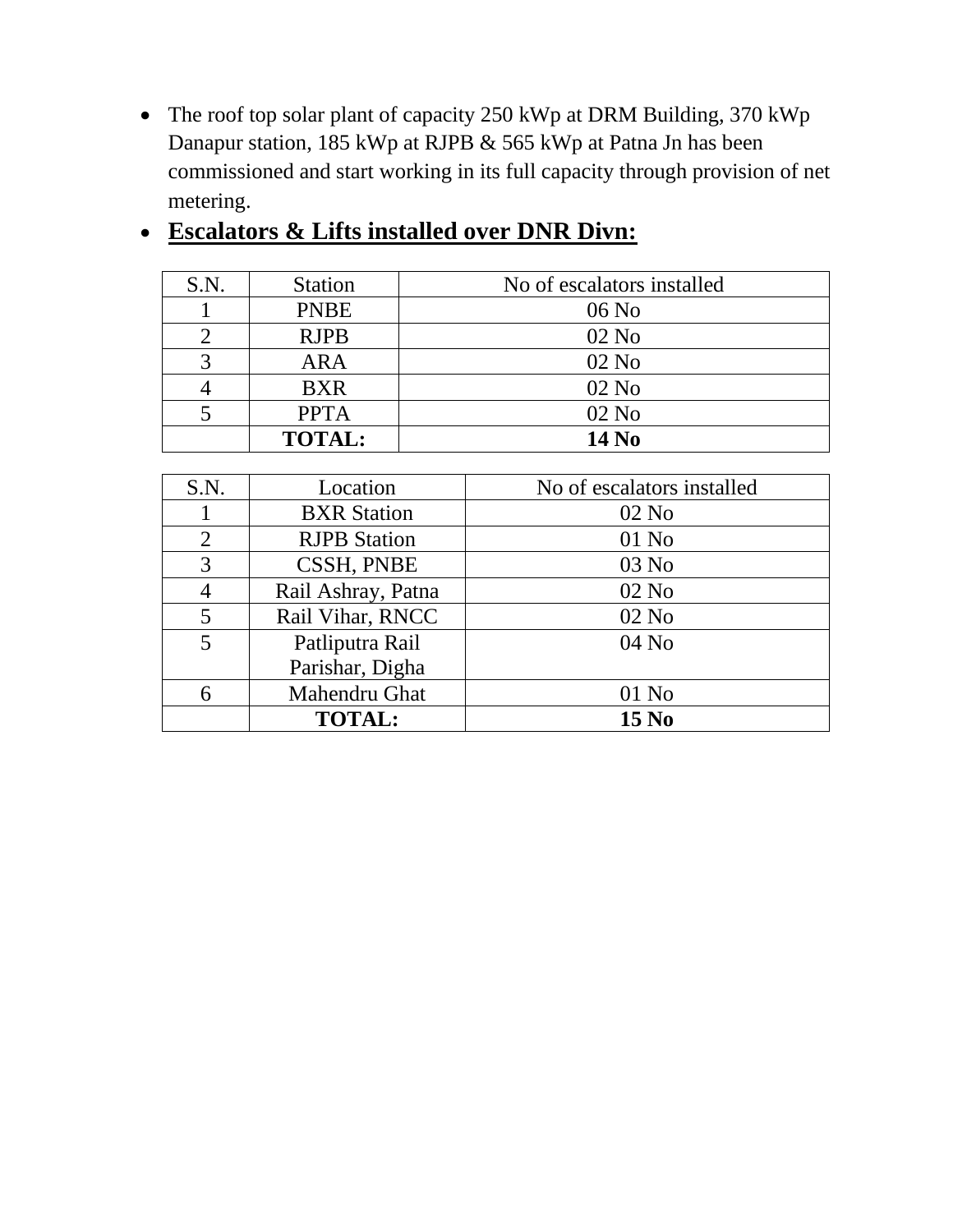- The roof top solar plant of capacity 250 kWp at DRM Building, 370 kWp Danapur station, 185 kWp at RJPB & 565 kWp at Patna Jn has been commissioned and start working in its full capacity through provision of net metering.
- **<u>Escalators & Lifts installed over DNR Divn:</u>**

| S.N. | Station | No of escalators installed |
|---|---|---|
| 1 | PNBE | 06 No |
| 2 | RJPB | 02 No |
| 3 | ARA | 02 No |
| 4 | BXR | 02 No |
| 5 | PPTA | 02 No |
| | **TOTAL:** | **14 No** |

| S.N. | Location | No of escalators installed |
|---|---|---|
| 1 | BXR Station | 02 No |
| 2 | RJPB Station | 01 No |
| 3 | CSSH, PNBE | 03 No |
| 4 | Rail Ashray, Patna | 02 No |
| 5 | Rail Vihar, RNCC | 02 No |
| 5 | Patliputra Rail Parishar, Digha | 04 No |
| 6 | Mahendru Ghat | 01 No |
| | **TOTAL:** | **15 No** |